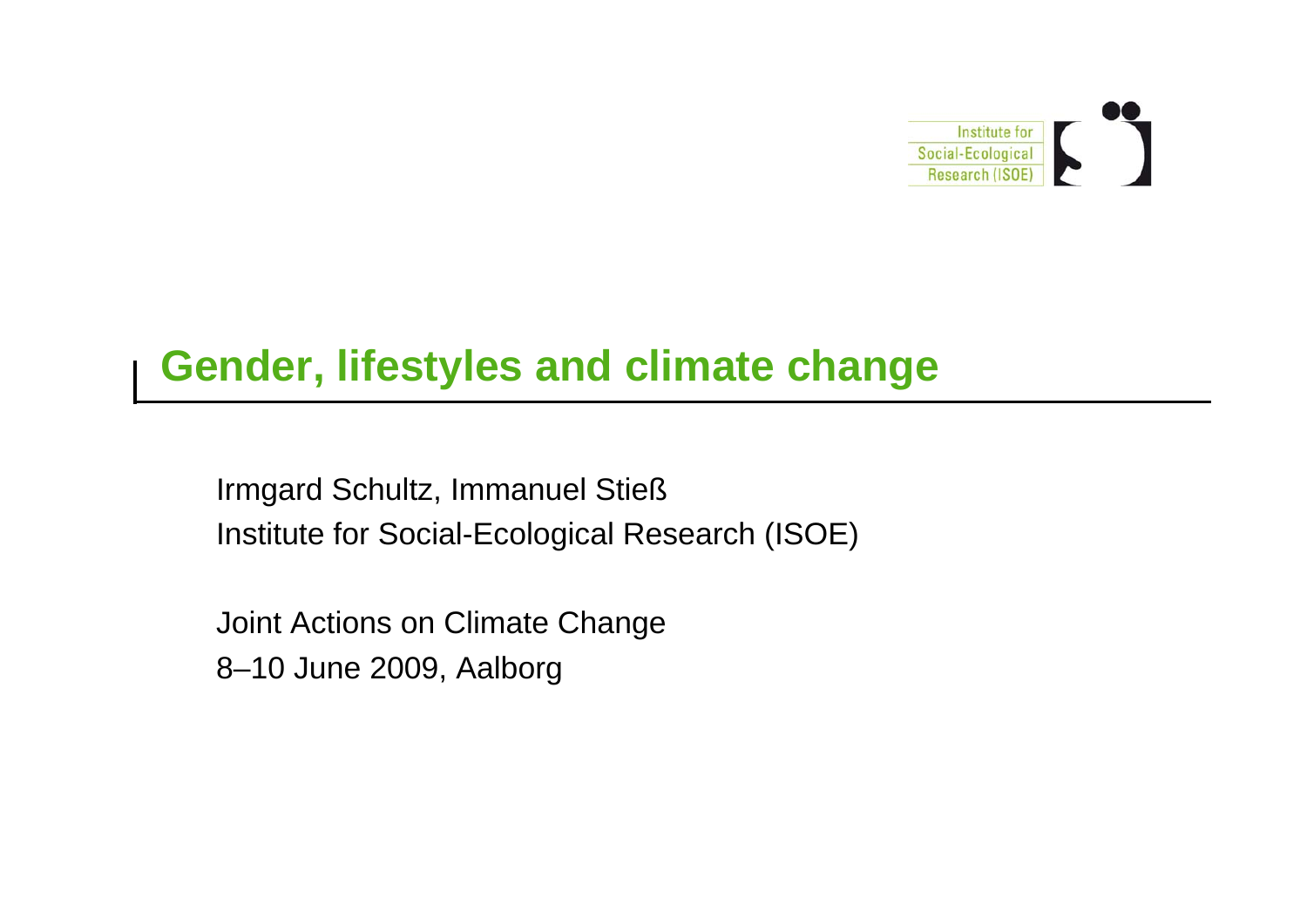Institute for Social-Ecological Research (ISOE)

# Gender, lifestyles and climate change

Irmgard Schultz, Immanuel Stieß
Institute for Social-Ecological Research (ISOE)

Joint Actions on Climate Change
8–10 June 2009, Aalborg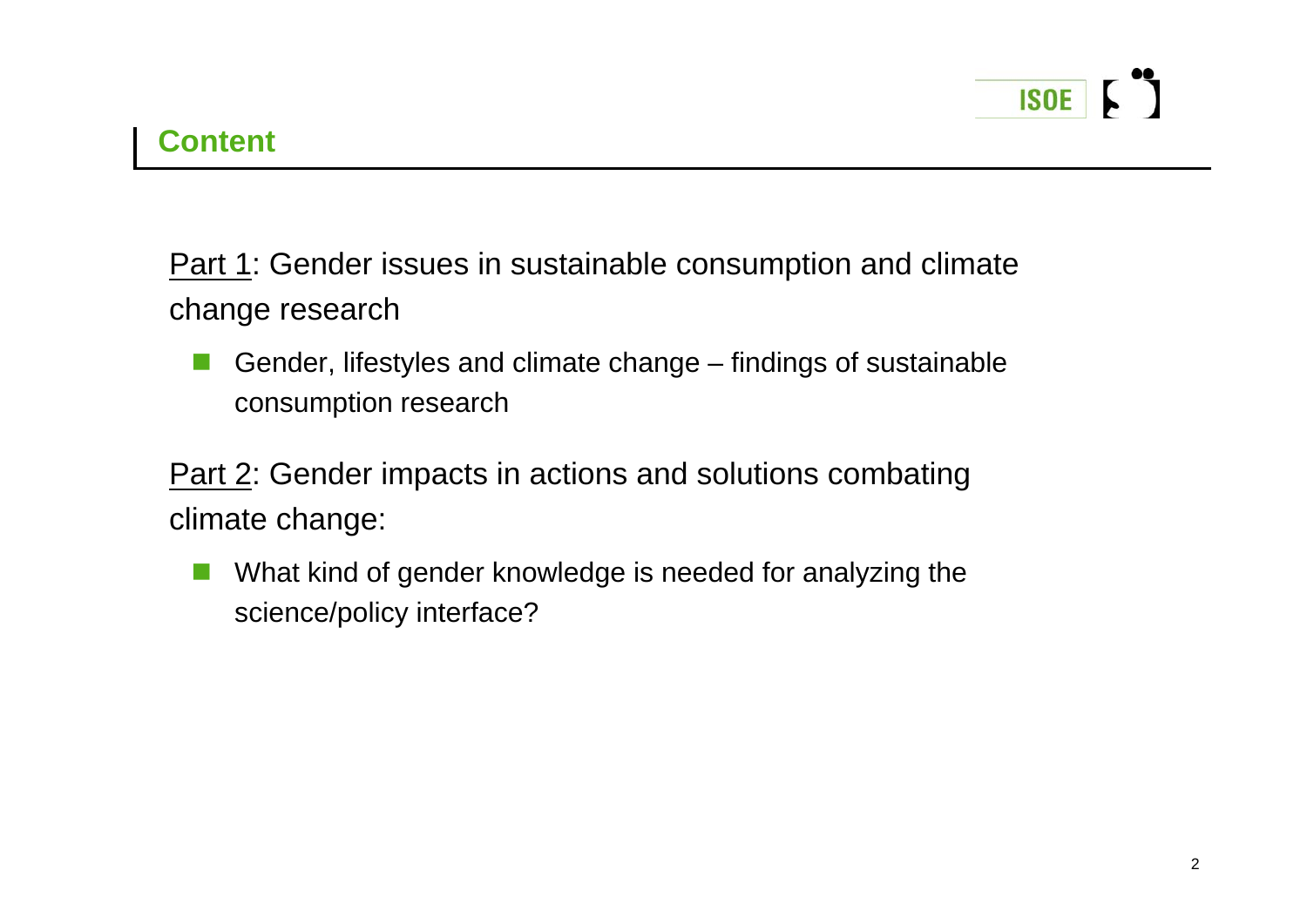## Content

<u>Part 1</u>: Gender issues in sustainable consumption and climate change research

- Gender, lifestyles and climate change – findings of sustainable consumption research

<u>Part 2</u>: Gender impacts in actions and solutions combating climate change:

- What kind of gender knowledge is needed for analyzing the science/policy interface?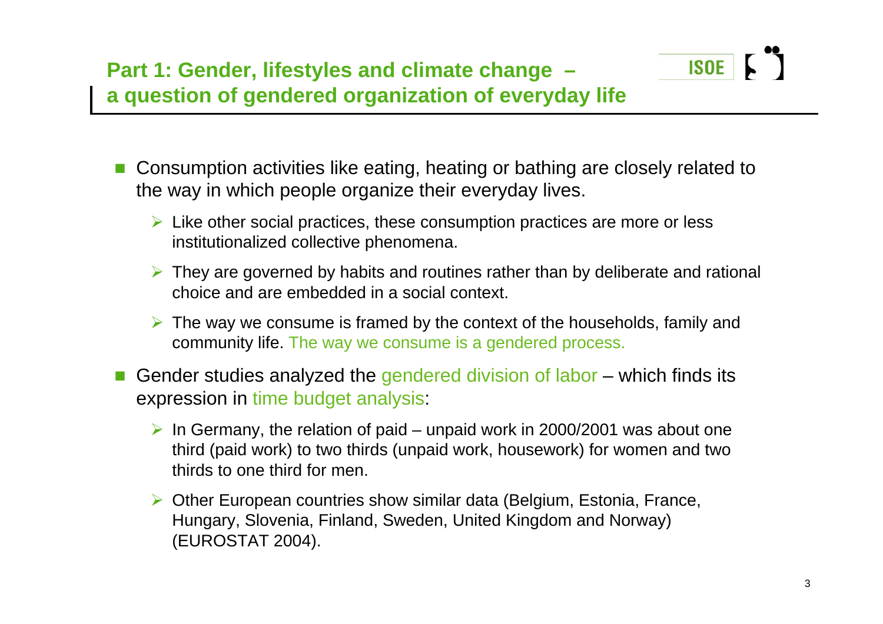## Part 1: Gender, lifestyles and climate change – a question of gendered organization of everyday life

- Consumption activities like eating, heating or bathing are closely related to the way in which people organize their everyday lives.
  - Like other social practices, these consumption practices are more or less institutionalized collective phenomena.
  - They are governed by habits and routines rather than by deliberate and rational choice and are embedded in a social context.
  - The way we consume is framed by the context of the households, family and community life. The way we consume is a gendered process.
- Gender studies analyzed the gendered division of labor – which finds its expression in time budget analysis:
  - In Germany, the relation of paid – unpaid work in 2000/2001 was about one third (paid work) to two thirds (unpaid work, housework) for women and two thirds to one third for men.
  - Other European countries show similar data (Belgium, Estonia, France, Hungary, Slovenia, Finland, Sweden, United Kingdom and Norway) (EUROSTAT 2004).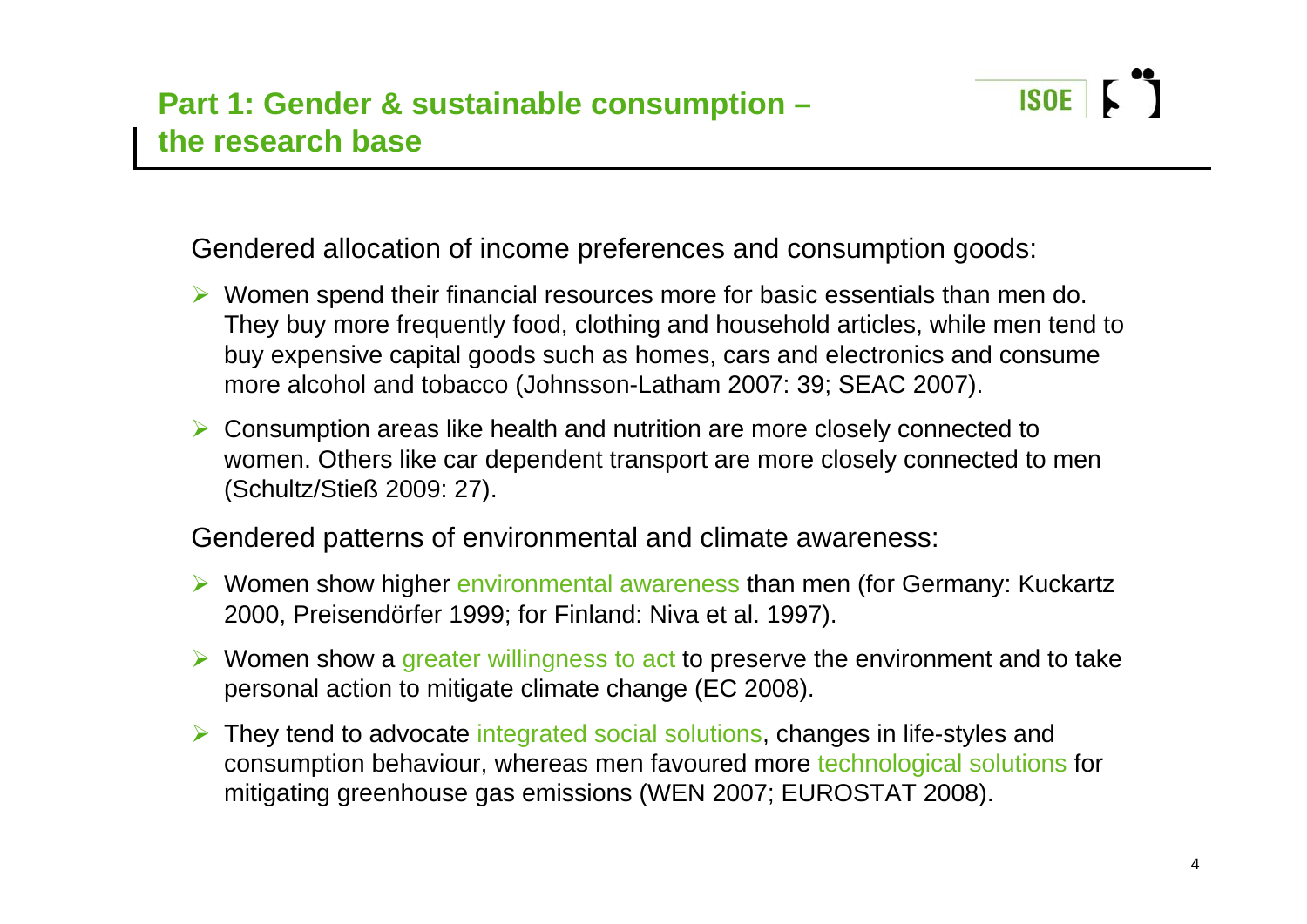## Part 1: Gender & sustainable consumption – the research base

Gendered allocation of income preferences and consumption goods:

- Women spend their financial resources more for basic essentials than men do. They buy more frequently food, clothing and household articles, while men tend to buy expensive capital goods such as homes, cars and electronics and consume more alcohol and tobacco (Johnsson-Latham 2007: 39; SEAC 2007).
- Consumption areas like health and nutrition are more closely connected to women. Others like car dependent transport are more closely connected to men (Schultz/Stieß 2009: 27).

Gendered patterns of environmental and climate awareness:

- Women show higher environmental awareness than men (for Germany: Kuckartz 2000, Preisendörfer 1999; for Finland: Niva et al. 1997).
- Women show a greater willingness to act to preserve the environment and to take personal action to mitigate climate change (EC 2008).
- They tend to advocate integrated social solutions, changes in life-styles and consumption behaviour, whereas men favoured more technological solutions for mitigating greenhouse gas emissions (WEN 2007; EUROSTAT 2008).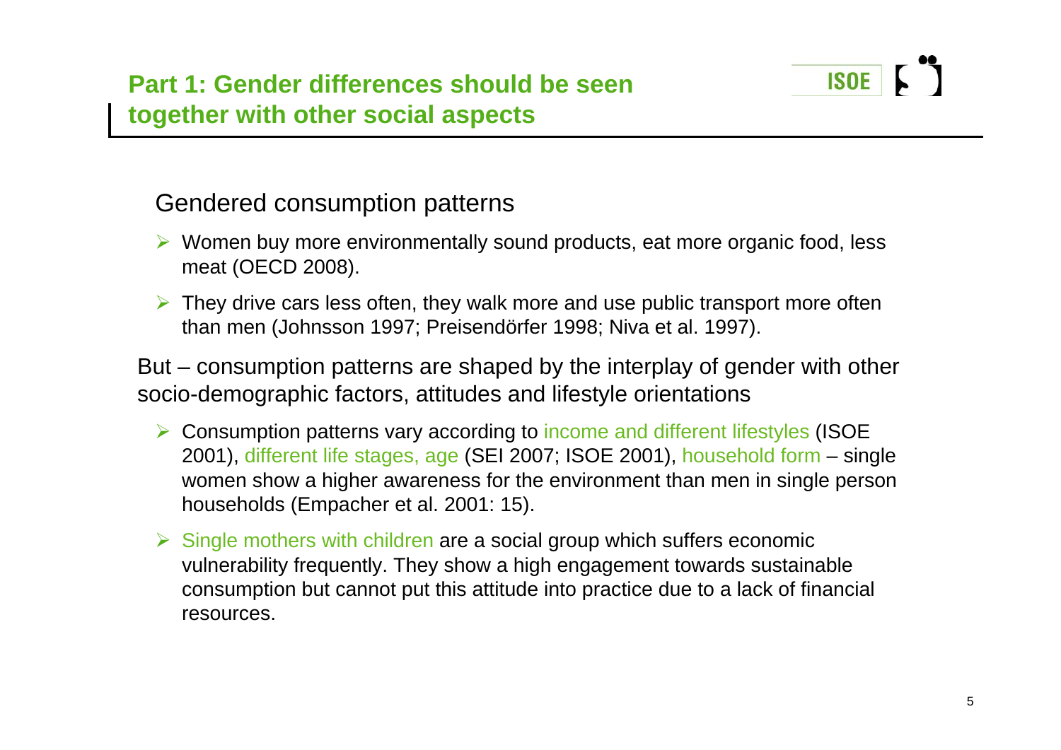# Part 1: Gender differences should be seen together with other social aspects

## Gendered consumption patterns

- Women buy more environmentally sound products, eat more organic food, less meat (OECD 2008).
- They drive cars less often, they walk more and use public transport more often than men (Johnsson 1997; Preisendörfer 1998; Niva et al. 1997).

But – consumption patterns are shaped by the interplay of gender with other socio-demographic factors, attitudes and lifestyle orientations

- Consumption patterns vary according to income and different lifestyles (ISOE 2001), different life stages, age (SEI 2007; ISOE 2001), household form – single women show a higher awareness for the environment than men in single person households (Empacher et al. 2001: 15).
- Single mothers with children are a social group which suffers economic vulnerability frequently. They show a high engagement towards sustainable consumption but cannot put this attitude into practice due to a lack of financial resources.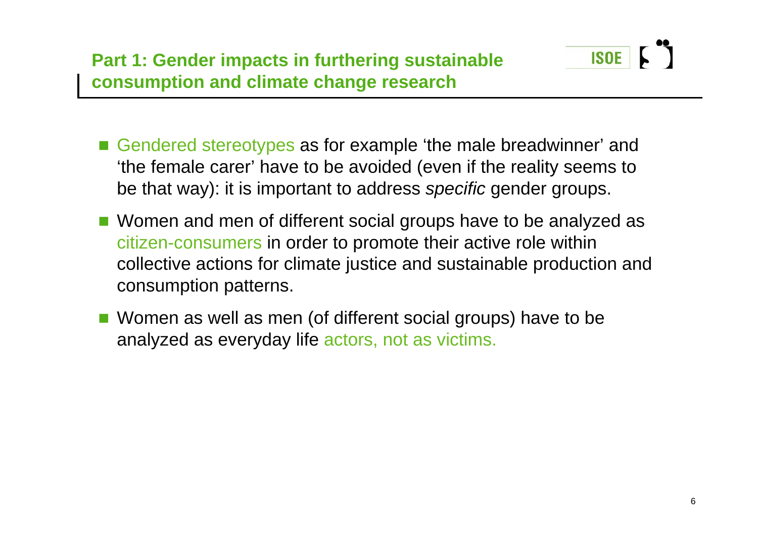## Part 1: Gender impacts in furthering sustainable consumption and climate change research

- Gendered stereotypes as for example 'the male breadwinner' and 'the female carer' have to be avoided (even if the reality seems to be that way): it is important to address *specific* gender groups.
- Women and men of different social groups have to be analyzed as citizen-consumers in order to promote their active role within collective actions for climate justice and sustainable production and consumption patterns.
- Women as well as men (of different social groups) have to be analyzed as everyday life actors, not as victims.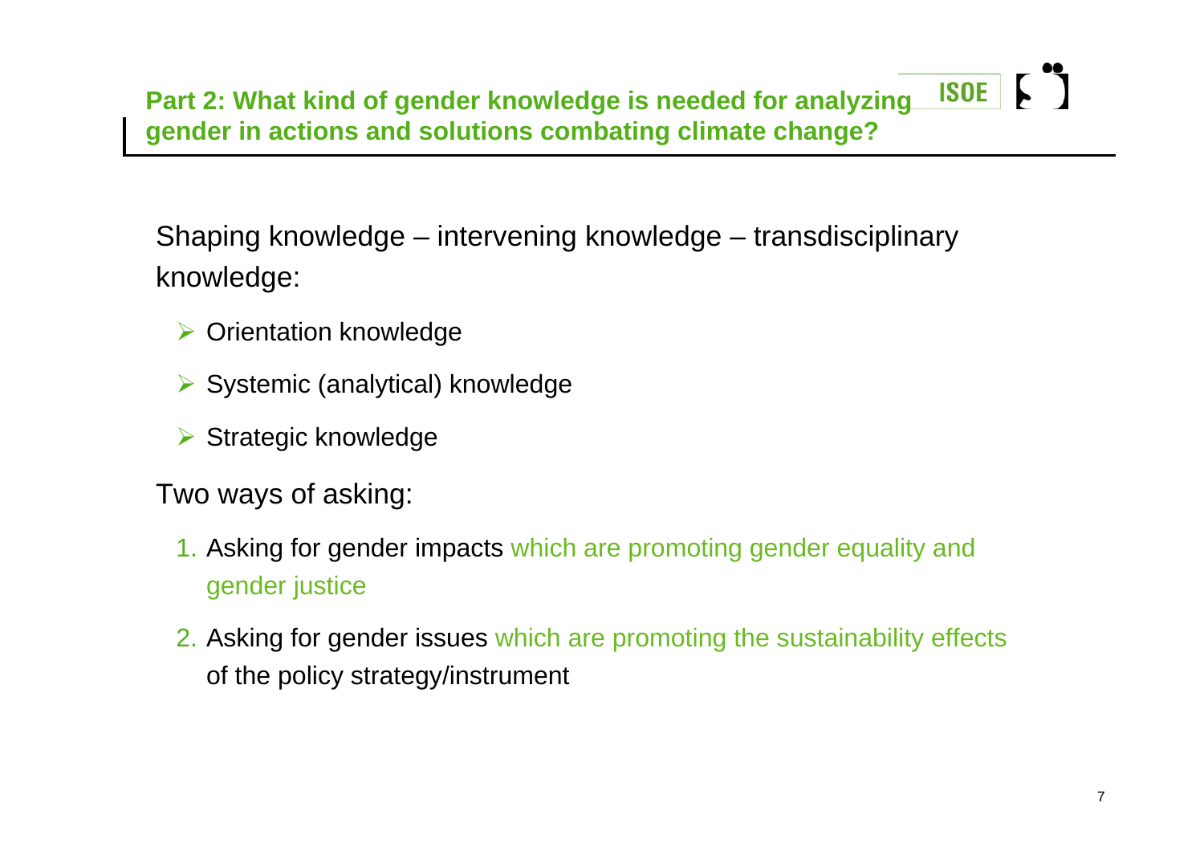## Part 2: What kind of gender knowledge is needed for analyzing gender in actions and solutions combating climate change?

Shaping knowledge – intervening knowledge – transdisciplinary knowledge:

- Orientation knowledge
- Systemic (analytical) knowledge
- Strategic knowledge

Two ways of asking:

1. Asking for gender impacts which are promoting gender equality and gender justice
2. Asking for gender issues which are promoting the sustainability effects of the policy strategy/instrument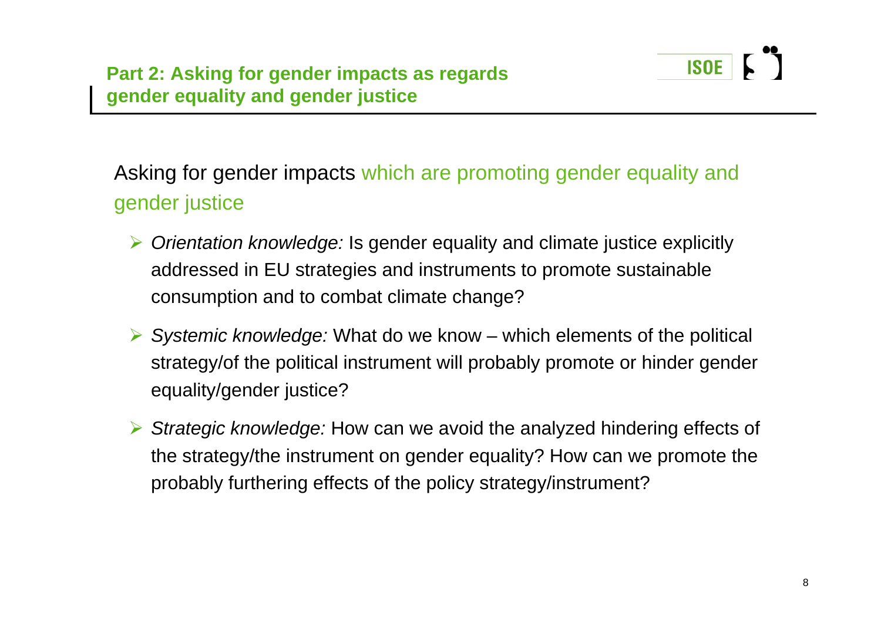## Part 2: Asking for gender impacts as regards gender equality and gender justice

Asking for gender impacts which are promoting gender equality and gender justice

- *Orientation knowledge:* Is gender equality and climate justice explicitly addressed in EU strategies and instruments to promote sustainable consumption and to combat climate change?
- *Systemic knowledge:* What do we know – which elements of the political strategy/of the political instrument will probably promote or hinder gender equality/gender justice?
- *Strategic knowledge:* How can we avoid the analyzed hindering effects of the strategy/the instrument on gender equality? How can we promote the probably furthering effects of the policy strategy/instrument?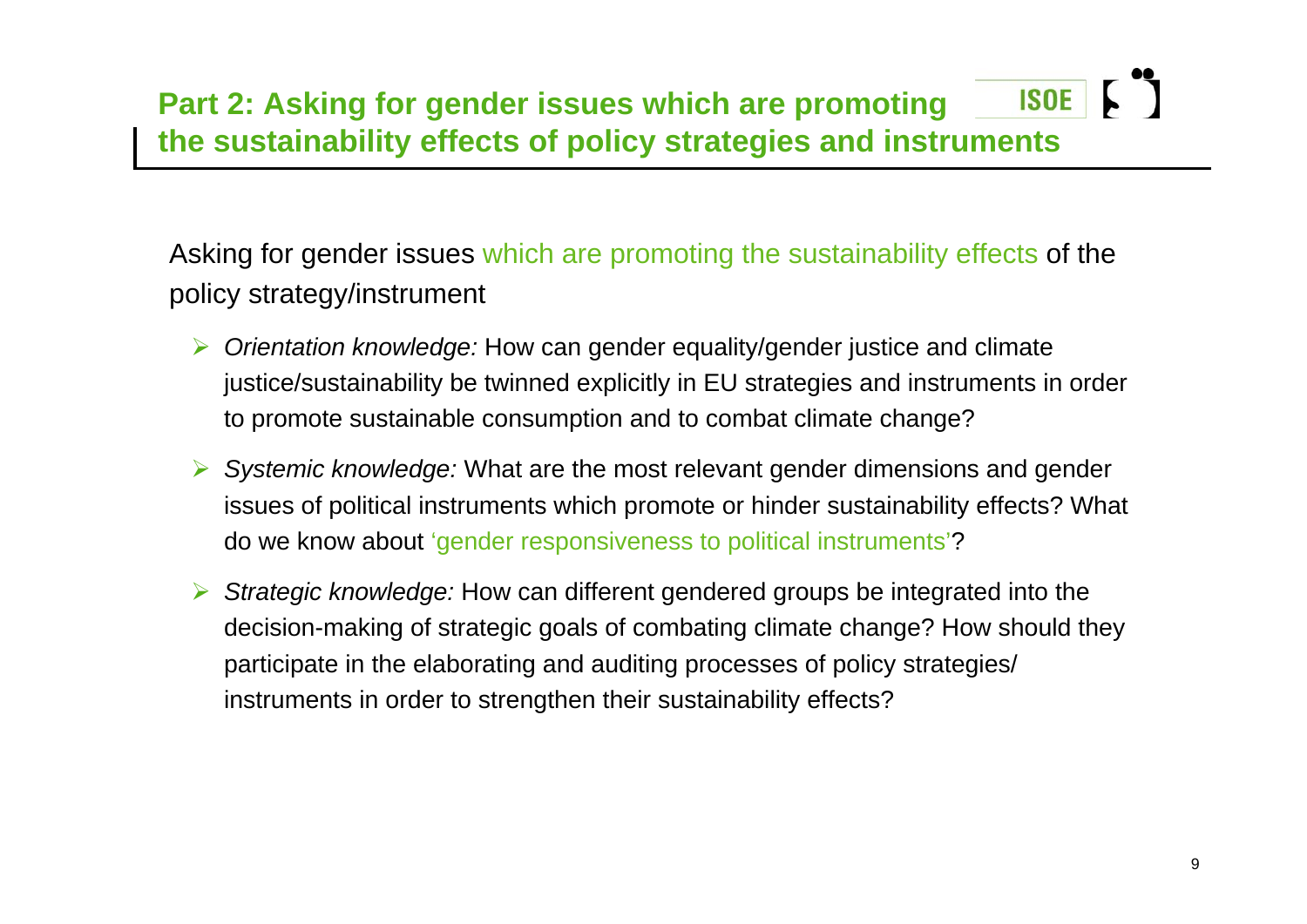## Part 2: Asking for gender issues which are promoting the sustainability effects of policy strategies and instruments

Asking for gender issues which are promoting the sustainability effects of the policy strategy/instrument

- *Orientation knowledge:* How can gender equality/gender justice and climate justice/sustainability be twinned explicitly in EU strategies and instruments in order to promote sustainable consumption and to combat climate change?
- *Systemic knowledge:* What are the most relevant gender dimensions and gender issues of political instruments which promote or hinder sustainability effects? What do we know about 'gender responsiveness to political instruments'?
- *Strategic knowledge:* How can different gendered groups be integrated into the decision-making of strategic goals of combating climate change? How should they participate in the elaborating and auditing processes of policy strategies/ instruments in order to strengthen their sustainability effects?